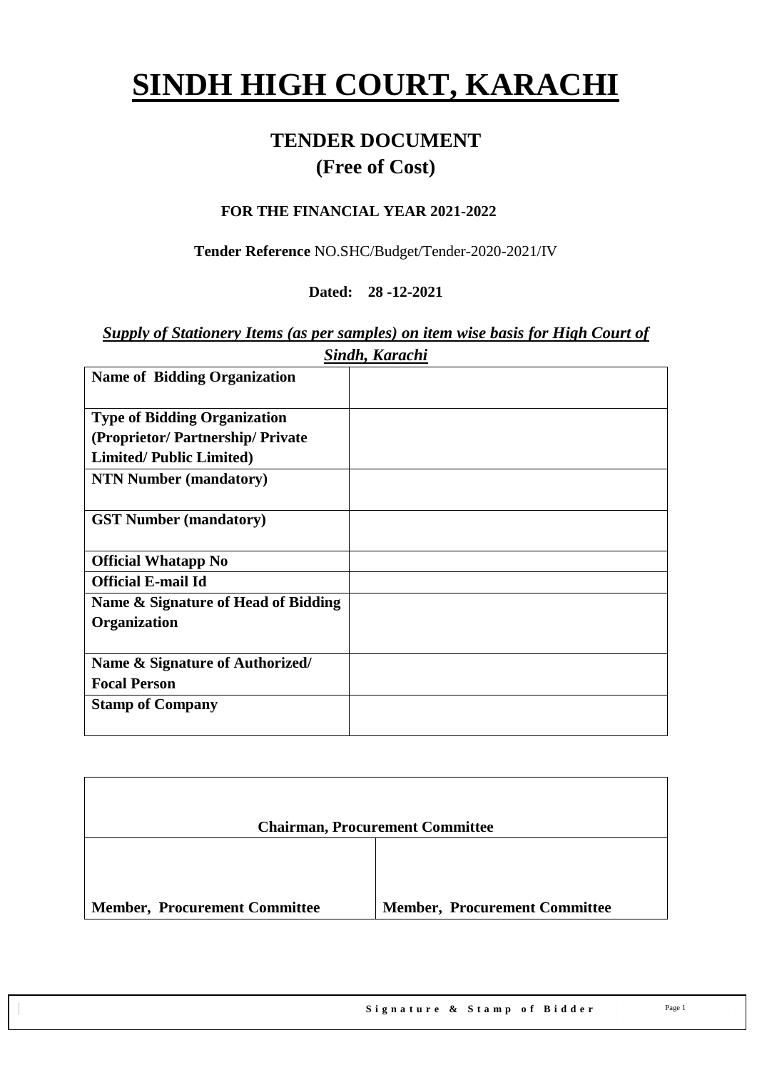# SINDH HIGH COURT, KARACHI

## TENDER DOCUMENT
## (Free of Cost)

**FOR THE FINANCIAL YEAR 2021-2022**

**Tender Reference** NO.SHC/Budget/Tender-2020-2021/IV

**Dated: 28 -12-2021**

***Supply of Stationery Items (as per samples) on item wise basis for High Court of Sindh, Karachi***

| | |
|---|---|
| **Name of Bidding Organization** | |
| **Type of Bidding Organization (Proprietor/ Partnership/ Private Limited/ Public Limited)** | |
| **NTN Number (mandatory)** | |
| **GST Number (mandatory)** | |
| **Official Whatapp No** | |
| **Official E-mail Id** | |
| **Name & Signature of Head of Bidding Organization** | |
| **Name & Signature of Authorized/ Focal Person** | |
| **Stamp of Company** | |

| **Chairman, Procurement Committee** | |
|---|---|
| **Member, Procurement Committee** | **Member, Procurement Committee** |

**Signature & Stamp of Bidder**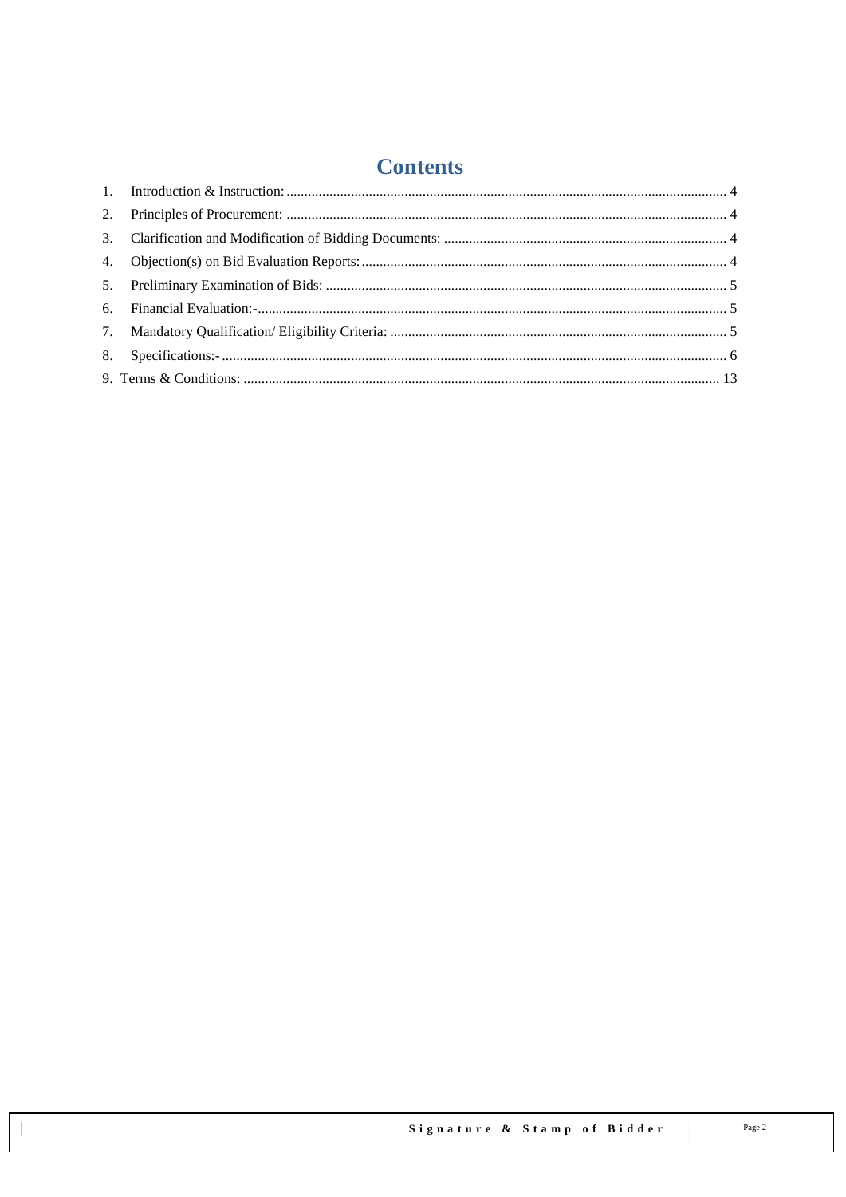# Contents

1. Introduction & Instruction: 4
2. Principles of Procurement: 4
3. Clarification and Modification of Bidding Documents: 4
4. Objection(s) on Bid Evaluation Reports: 4
5. Preliminary Examination of Bids: 5
6. Financial Evaluation:- 5
7. Mandatory Qualification/ Eligibility Criteria: 5
8. Specifications:- 6
9. Terms & Conditions: 13

**Signature & Stamp of Bidder**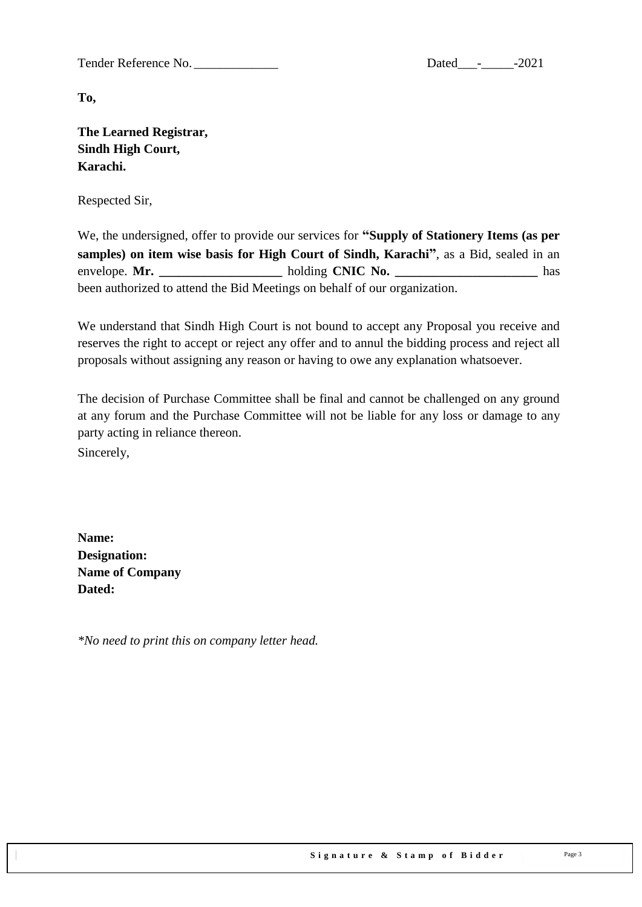Tender Reference No. _____________ Dated___-_____-2021

**To,**

**The Learned Registrar,**
**Sindh High Court,**
**Karachi.**

Respected Sir,

We, the undersigned, offer to provide our services for **"Supply of Stationery Items (as per samples) on item wise basis for High Court of Sindh, Karachi"**, as a Bid, sealed in an envelope. **Mr. ___________________** holding **CNIC No. ______________________** has been authorized to attend the Bid Meetings on behalf of our organization.

We understand that Sindh High Court is not bound to accept any Proposal you receive and reserves the right to accept or reject any offer and to annul the bidding process and reject all proposals without assigning any reason or having to owe any explanation whatsoever.

The decision of Purchase Committee shall be final and cannot be challenged on any ground at any forum and the Purchase Committee will not be liable for any loss or damage to any party acting in reliance thereon.

Sincerely,

**Name:**
**Designation:**
**Name of Company**
**Dated:**

*\*No need to print this on company letter head.*

**Signature & Stamp of Bidder**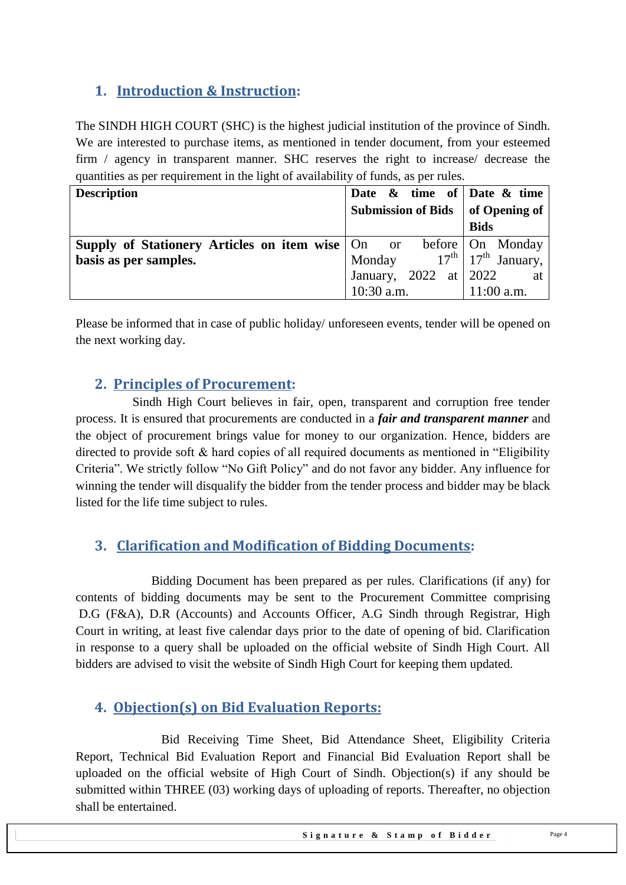## 1. Introduction & Instruction:

The SINDH HIGH COURT (SHC) is the highest judicial institution of the province of Sindh. We are interested to purchase items, as mentioned in tender document, from your esteemed firm / agency in transparent manner. SHC reserves the right to increase/ decrease the quantities as per requirement in the light of availability of funds, as per rules.

| **Description** | **Date & time of Submission of Bids** | **Date & time of Opening of Bids** |
|---|---|---|
| **Supply of Stationery Articles on item wise basis as per samples.** | On or before Monday 17th January, 2022 at 10:30 a.m. | On Monday 17th January, 2022 at 11:00 a.m. |

Please be informed that in case of public holiday/ unforeseen events, tender will be opened on the next working day.

## 2. Principles of Procurement:

Sindh High Court believes in fair, open, transparent and corruption free tender process. It is ensured that procurements are conducted in a ***fair and transparent manner*** and the object of procurement brings value for money to our organization. Hence, bidders are directed to provide soft & hard copies of all required documents as mentioned in "Eligibility Criteria". We strictly follow "No Gift Policy" and do not favor any bidder. Any influence for winning the tender will disqualify the bidder from the tender process and bidder may be black listed for the life time subject to rules.

## 3. Clarification and Modification of Bidding Documents:

Bidding Document has been prepared as per rules. Clarifications (if any) for contents of bidding documents may be sent to the Procurement Committee comprising D.G (F&A), D.R (Accounts) and Accounts Officer, A.G Sindh through Registrar, High Court in writing, at least five calendar days prior to the date of opening of bid. Clarification in response to a query shall be uploaded on the official website of Sindh High Court. All bidders are advised to visit the website of Sindh High Court for keeping them updated.

## 4. Objection(s) on Bid Evaluation Reports:

Bid Receiving Time Sheet, Bid Attendance Sheet, Eligibility Criteria Report, Technical Bid Evaluation Report and Financial Bid Evaluation Report shall be uploaded on the official website of High Court of Sindh. Objection(s) if any should be submitted within THREE (03) working days of uploading of reports. Thereafter, no objection shall be entertained.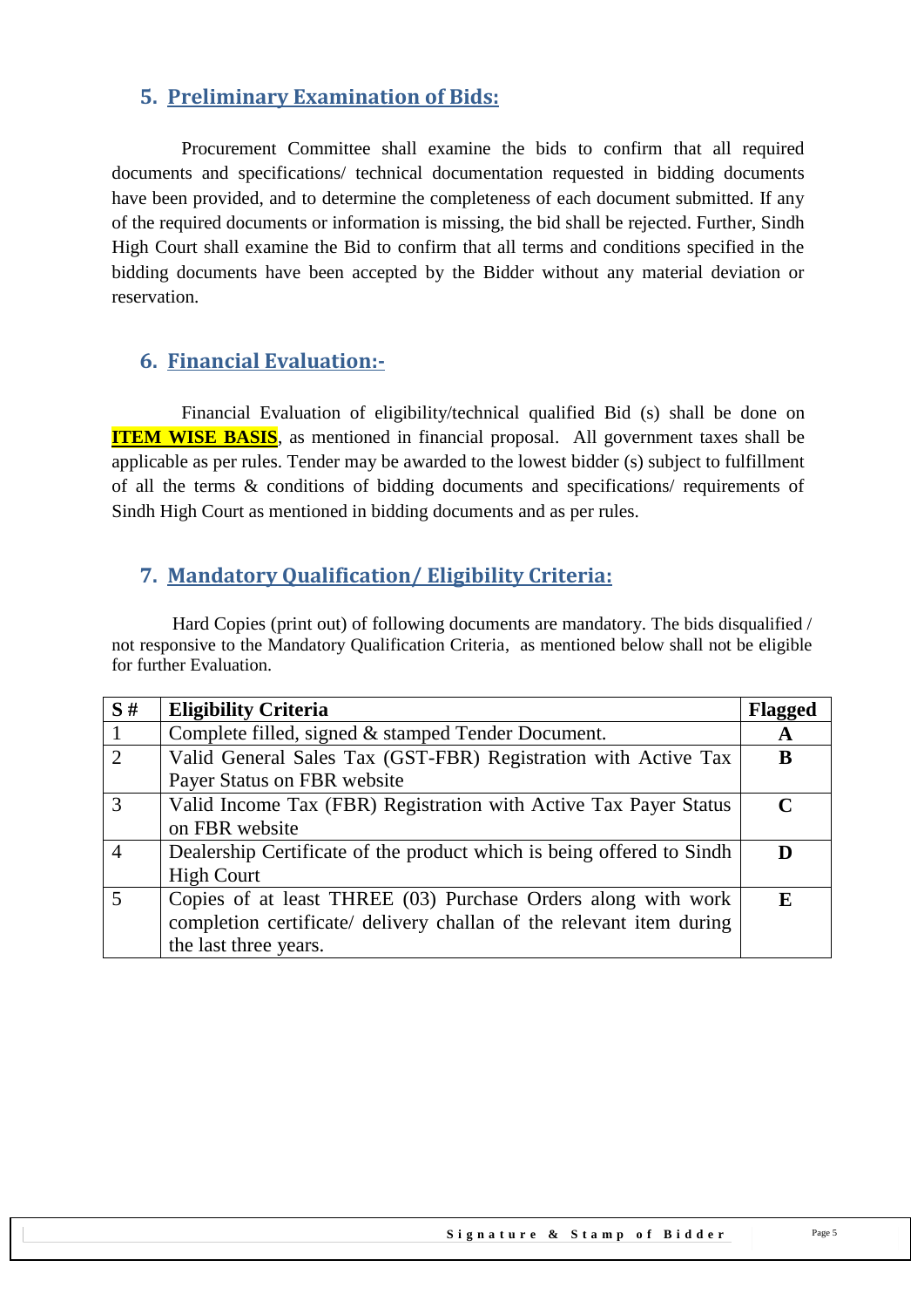## 5. Preliminary Examination of Bids:

Procurement Committee shall examine the bids to confirm that all required documents and specifications/ technical documentation requested in bidding documents have been provided, and to determine the completeness of each document submitted. If any of the required documents or information is missing, the bid shall be rejected. Further, Sindh High Court shall examine the Bid to confirm that all terms and conditions specified in the bidding documents have been accepted by the Bidder without any material deviation or reservation.

## 6. Financial Evaluation:-

Financial Evaluation of eligibility/technical qualified Bid (s) shall be done on **ITEM WISE BASIS**, as mentioned in financial proposal. All government taxes shall be applicable as per rules. Tender may be awarded to the lowest bidder (s) subject to fulfillment of all the terms & conditions of bidding documents and specifications/ requirements of Sindh High Court as mentioned in bidding documents and as per rules.

## 7. Mandatory Qualification/ Eligibility Criteria:

Hard Copies (print out) of following documents are mandatory. The bids disqualified / not responsive to the Mandatory Qualification Criteria, as mentioned below shall not be eligible for further Evaluation.

| S # | Eligibility Criteria | Flagged |
|---|---|---|
| 1 | Complete filled, signed & stamped Tender Document. | A |
| 2 | Valid General Sales Tax (GST-FBR) Registration with Active Tax Payer Status on FBR website | B |
| 3 | Valid Income Tax (FBR) Registration with Active Tax Payer Status on FBR website | C |
| 4 | Dealership Certificate of the product which is being offered to Sindh High Court | D |
| 5 | Copies of at least THREE (03) Purchase Orders along with work completion certificate/ delivery challan of the relevant item during the last three years. | E |

**Signature & Stamp of Bidder**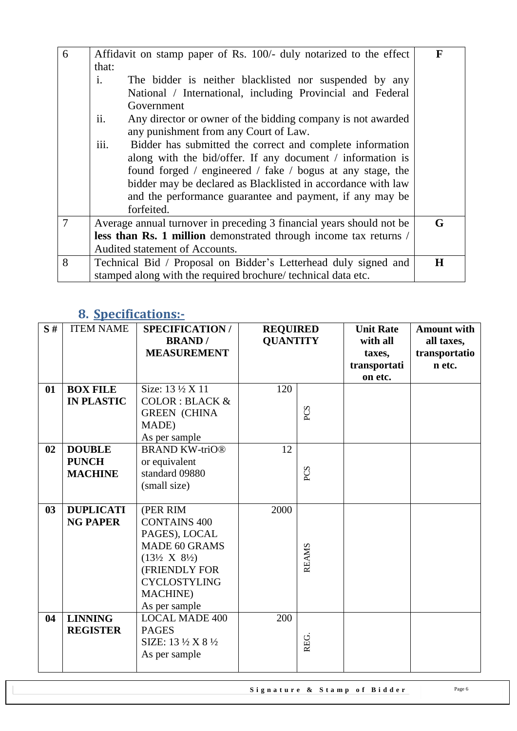| | | |
|---|---|---|
| 6 | Affidavit on stamp paper of Rs. 100/- duly notarized to the effect that:<br>i. The bidder is neither blacklisted nor suspended by any National / International, including Provincial and Federal Government<br>ii. Any director or owner of the bidding company is not awarded any punishment from any Court of Law.<br>iii. Bidder has submitted the correct and complete information along with the bid/offer. If any document / information is found forged / engineered / fake / bogus at any stage, the bidder may be declared as Blacklisted in accordance with law and the performance guarantee and payment, if any may be forfeited. | **F** |
| 7 | Average annual turnover in preceding 3 financial years should not be **less than Rs. 1 million** demonstrated through income tax returns / Audited statement of Accounts. | **G** |
| 8 | Technical Bid / Proposal on Bidder's Letterhead duly signed and stamped along with the required brochure/ technical data etc. | **H** |

## 8. Specifications:-

| S # | ITEM NAME | SPECIFICATION / BRAND / MEASUREMENT | REQUIRED QUANTITY | | Unit Rate with all taxes, transportation etc. | Amount with all taxes, transportation etc. |
|---|---|---|---|---|---|---|
| **01** | **BOX FILE IN PLASTIC** | Size: 13 ½ X 11<br>COLOR : BLACK & GREEN (CHINA MADE)<br>As per sample | 120 | PCS | | |
| **02** | **DOUBLE PUNCH MACHINE** | BRAND KW-triO® or equivalent standard 09880 (small size) | 12 | PCS | | |
| **03** | **DUPLICATING PAPER** | (PER RIM CONTAINS 400 PAGES), LOCAL MADE 60 GRAMS (13½ X 8½) (FRIENDLY FOR CYCLOSTYLING MACHINE)<br>As per sample | 2000 | REAMS | | |
| **04** | **LINNING REGISTER** | LOCAL MADE 400 PAGES<br>SIZE: 13 ½ X 8 ½<br>As per sample | 200 | REG. | | |

Signature & Stamp of Bidder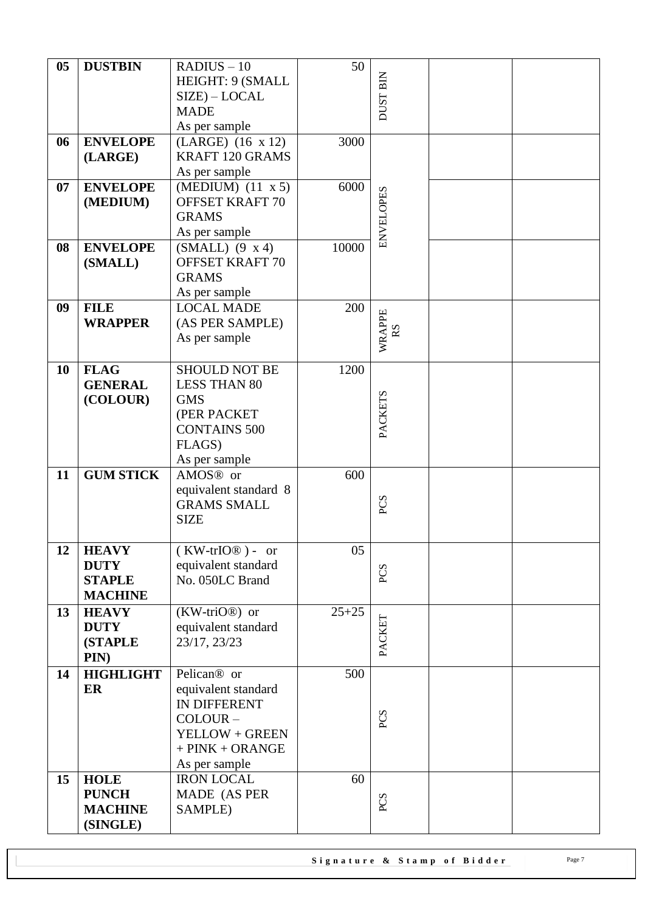| 05 | **DUSTBIN** | RADIUS – 10 HEIGHT: 9 (SMALL SIZE) – LOCAL MADE As per sample | 50 | DUST BIN | | |
|---|---|---|---|---|---|---|
| 06 | **ENVELOPE (LARGE)** | (LARGE) (16 x 12) KRAFT 120 GRAMS As per sample | 3000 | ENVELOPES | | |
| 07 | **ENVELOPE (MEDIUM)** | (MEDIUM) (11 x 5) OFFSET KRAFT 70 GRAMS As per sample | 6000 | | | |
| 08 | **ENVELOPE (SMALL)** | (SMALL) (9 x 4) OFFSET KRAFT 70 GRAMS As per sample | 10000 | | | |
| 09 | **FILE WRAPPER** | LOCAL MADE (AS PER SAMPLE) As per sample | 200 | WRAPPERS | | |
| 10 | **FLAG GENERAL (COLOUR)** | SHOULD NOT BE LESS THAN 80 GMS (PER PACKET CONTAINS 500 FLAGS) As per sample | 1200 | PACKETS | | |
| 11 | **GUM STICK** | AMOS® or equivalent standard 8 GRAMS SMALL SIZE | 600 | PCS | | |
| 12 | **HEAVY DUTY STAPLE MACHINE** | ( KW-trIO® ) - or equivalent standard No. 050LC Brand | 05 | PCS | | |
| 13 | **HEAVY DUTY (STAPLE PIN)** | (KW-triO®) or equivalent standard 23/17, 23/23 | 25+25 | PACKET | | |
| 14 | **HIGHLIGHTER** | Pelican® or equivalent standard IN DIFFERENT COLOUR – YELLOW + GREEN + PINK + ORANGE As per sample | 500 | PCS | | |
| 15 | **HOLE PUNCH MACHINE (SINGLE)** | IRON LOCAL MADE (AS PER SAMPLE) | 60 | PCS | | |

**Signature & Stamp of Bidder**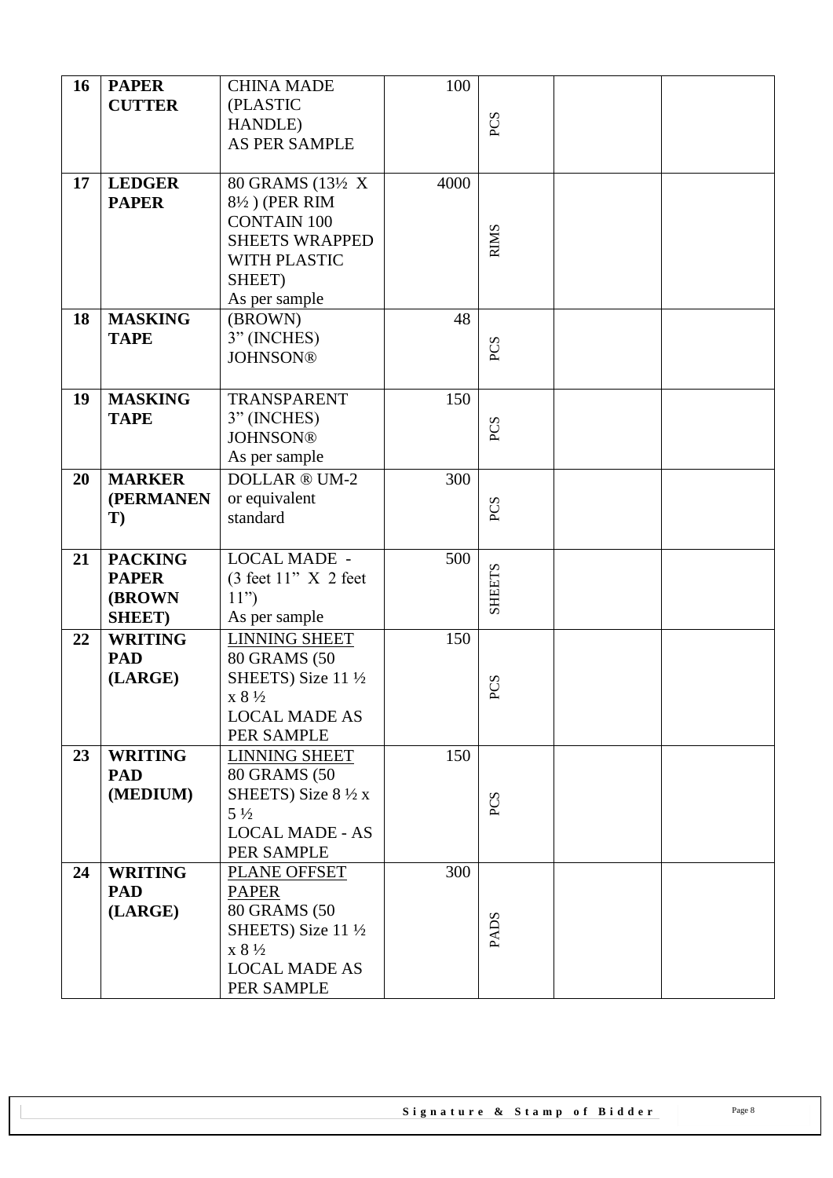| 16 | **PAPER CUTTER** | CHINA MADE (PLASTIC HANDLE) AS PER SAMPLE | 100 | PCS | | |
|---|---|---|---|---|---|---|
| 17 | **LEDGER PAPER** | 80 GRAMS (13½ X 8½ ) (PER RIM CONTAIN 100 SHEETS WRAPPED WITH PLASTIC SHEET) As per sample | 4000 | RIMS | | |
| 18 | **MASKING TAPE** | (BROWN) 3" (INCHES) JOHNSON® | 48 | PCS | | |
| 19 | **MASKING TAPE** | TRANSPARENT 3" (INCHES) JOHNSON® As per sample | 150 | PCS | | |
| 20 | **MARKER (PERMANENT)** | DOLLAR ® UM-2 or equivalent standard | 300 | PCS | | |
| 21 | **PACKING PAPER (BROWN SHEET)** | LOCAL MADE - (3 feet 11" X 2 feet 11") As per sample | 500 | SHEETS | | |
| 22 | **WRITING PAD (LARGE)** | LINNING SHEET 80 GRAMS (50 SHEETS) Size 11 ½ x 8 ½ LOCAL MADE AS PER SAMPLE | 150 | PCS | | |
| 23 | **WRITING PAD (MEDIUM)** | LINNING SHEET 80 GRAMS (50 SHEETS) Size 8 ½ x 5 ½ LOCAL MADE - AS PER SAMPLE | 150 | PCS | | |
| 24 | **WRITING PAD (LARGE)** | PLANE OFFSET PAPER 80 GRAMS (50 SHEETS) Size 11 ½ x 8 ½ LOCAL MADE AS PER SAMPLE | 300 | PADS | | |

**Signature & Stamp of Bidder**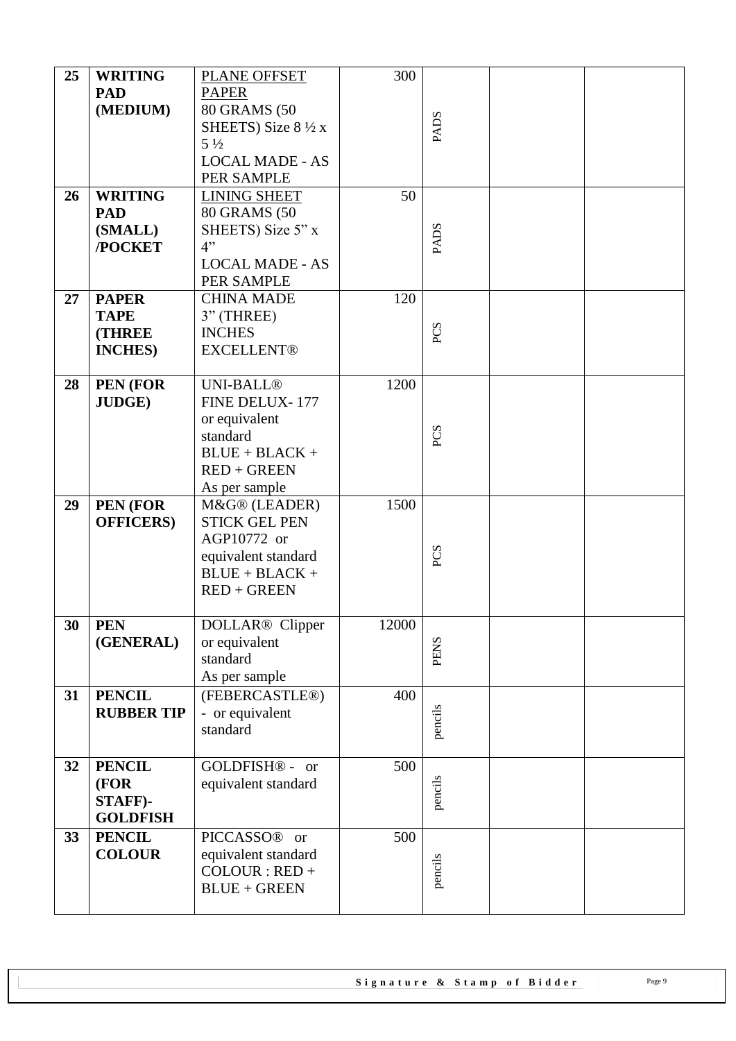| 25 | **WRITING PAD (MEDIUM)** | PLANE OFFSET PAPER 80 GRAMS (50 SHEETS) Size 8 ½ x 5 ½ LOCAL MADE - AS PER SAMPLE | 300 | PADS | | |
|---|---|---|---|---|---|---|
| 26 | **WRITING PAD (SMALL) /POCKET** | LINING SHEET 80 GRAMS (50 SHEETS) Size 5" x 4" LOCAL MADE - AS PER SAMPLE | 50 | PADS | | |
| 27 | **PAPER TAPE (THREE INCHES)** | CHINA MADE 3" (THREE) INCHES EXCELLENT® | 120 | PCS | | |
| 28 | **PEN (FOR JUDGE)** | UNI-BALL® FINE DELUX- 177 or equivalent standard BLUE + BLACK + RED + GREEN As per sample | 1200 | PCS | | |
| 29 | **PEN (FOR OFFICERS)** | M&G® (LEADER) STICK GEL PEN AGP10772 or equivalent standard BLUE + BLACK + RED + GREEN | 1500 | PCS | | |
| 30 | **PEN (GENERAL)** | DOLLAR® Clipper or equivalent standard As per sample | 12000 | PENS | | |
| 31 | **PENCIL RUBBER TIP** | (FEBERCASTLE®) - or equivalent standard | 400 | pencils | | |
| 32 | **PENCIL (FOR STAFF)- GOLDFISH** | GOLDFISH® - or equivalent standard | 500 | pencils | | |
| 33 | **PENCIL COLOUR** | PICCASSO® or equivalent standard COLOUR : RED + BLUE + GREEN | 500 | pencils | | |

**Signature & Stamp of Bidder**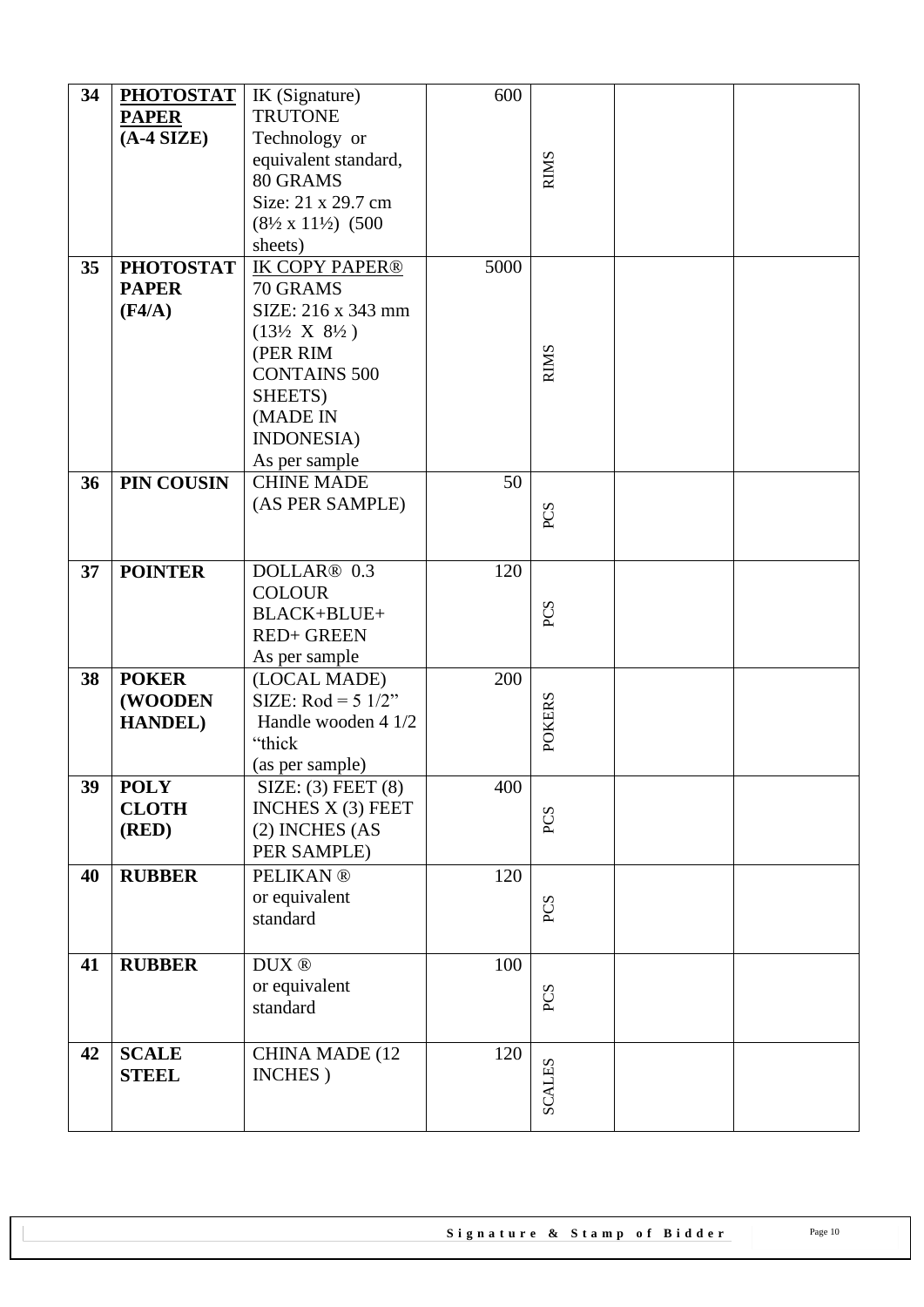| 34 | **PHOTOSTAT PAPER (A-4 SIZE)** | IK (Signature) TRUTONE Technology or equivalent standard, 80 GRAMS Size: 21 x 29.7 cm (8½ x 11½) (500 sheets) | 600 | RIMS | | |
|---|---|---|---|---|---|---|
| 35 | **PHOTOSTAT PAPER (F4/A)** | IK COPY PAPER® 70 GRAMS SIZE: 216 x 343 mm (13½ X 8½ ) (PER RIM CONTAINS 500 SHEETS) (MADE IN INDONESIA) As per sample | 5000 | RIMS | | |
| 36 | **PIN COUSIN** | CHINE MADE (AS PER SAMPLE) | 50 | PCS | | |
| 37 | **POINTER** | DOLLAR® 0.3 COLOUR BLACK+BLUE+ RED+ GREEN As per sample | 120 | PCS | | |
| 38 | **POKER (WOODEN HANDEL)** | (LOCAL MADE) SIZE: Rod = 5 1/2" Handle wooden 4 1/2 "thick (as per sample) | 200 | POKERS | | |
| 39 | **POLY CLOTH (RED)** | SIZE: (3) FEET (8) INCHES X (3) FEET (2) INCHES (AS PER SAMPLE) | 400 | PCS | | |
| 40 | **RUBBER** | PELIKAN ® or equivalent standard | 120 | PCS | | |
| 41 | **RUBBER** | DUX ® or equivalent standard | 100 | PCS | | |
| 42 | **SCALE STEEL** | CHINA MADE (12 INCHES ) | 120 | SCALES | | |

**Signature & Stamp of Bidder**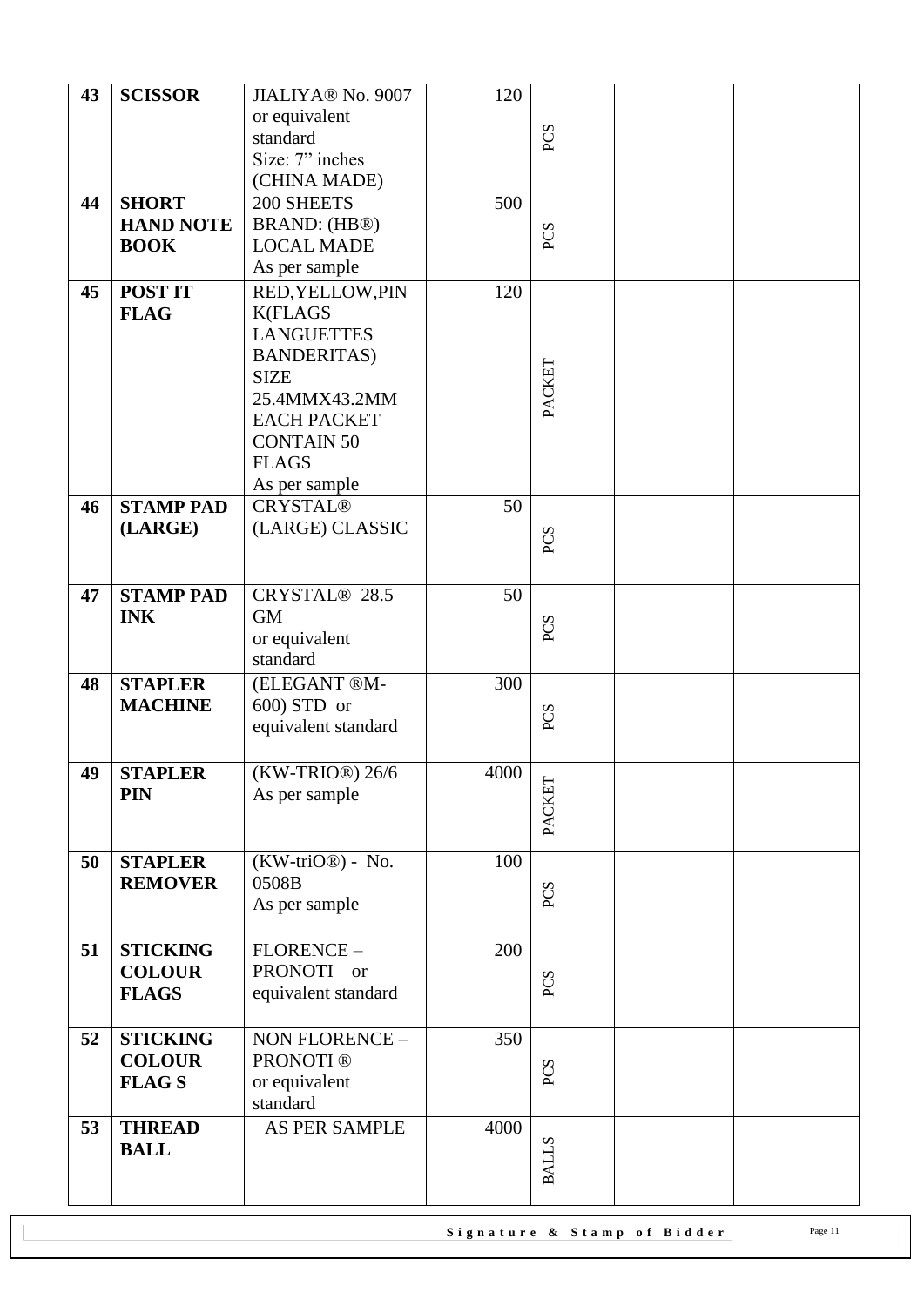| 43 | **SCISSOR** | JIALIYA® No. 9007 or equivalent standard Size: 7" inches (CHINA MADE) | 120 | PCS | | |
|---|---|---|---|---|---|---|
| 44 | **SHORT HAND NOTE BOOK** | 200 SHEETS BRAND: (HB®) LOCAL MADE As per sample | 500 | PCS | | |
| 45 | **POST IT FLAG** | RED,YELLOW,PINK(FLAGS LANGUETTES BANDERITAS) SIZE 25.4MMX43.2MM EACH PACKET CONTAIN 50 FLAGS As per sample | 120 | PACKET | | |
| 46 | **STAMP PAD (LARGE)** | CRYSTAL® (LARGE) CLASSIC | 50 | PCS | | |
| 47 | **STAMP PAD INK** | CRYSTAL® 28.5 GM or equivalent standard | 50 | PCS | | |
| 48 | **STAPLER MACHINE** | (ELEGANT ®M-600) STD or equivalent standard | 300 | PCS | | |
| 49 | **STAPLER PIN** | (KW-TRIO®) 26/6 As per sample | 4000 | PACKET | | |
| 50 | **STAPLER REMOVER** | (KW-triO®) - No. 0508B As per sample | 100 | PCS | | |
| 51 | **STICKING COLOUR FLAGS** | FLORENCE – PRONOTI or equivalent standard | 200 | PCS | | |
| 52 | **STICKING COLOUR FLAG S** | NON FLORENCE – PRONOTI ® or equivalent standard | 350 | PCS | | |
| 53 | **THREAD BALL** | AS PER SAMPLE | 4000 | BALLS | | |

**Signature & Stamp of Bidder**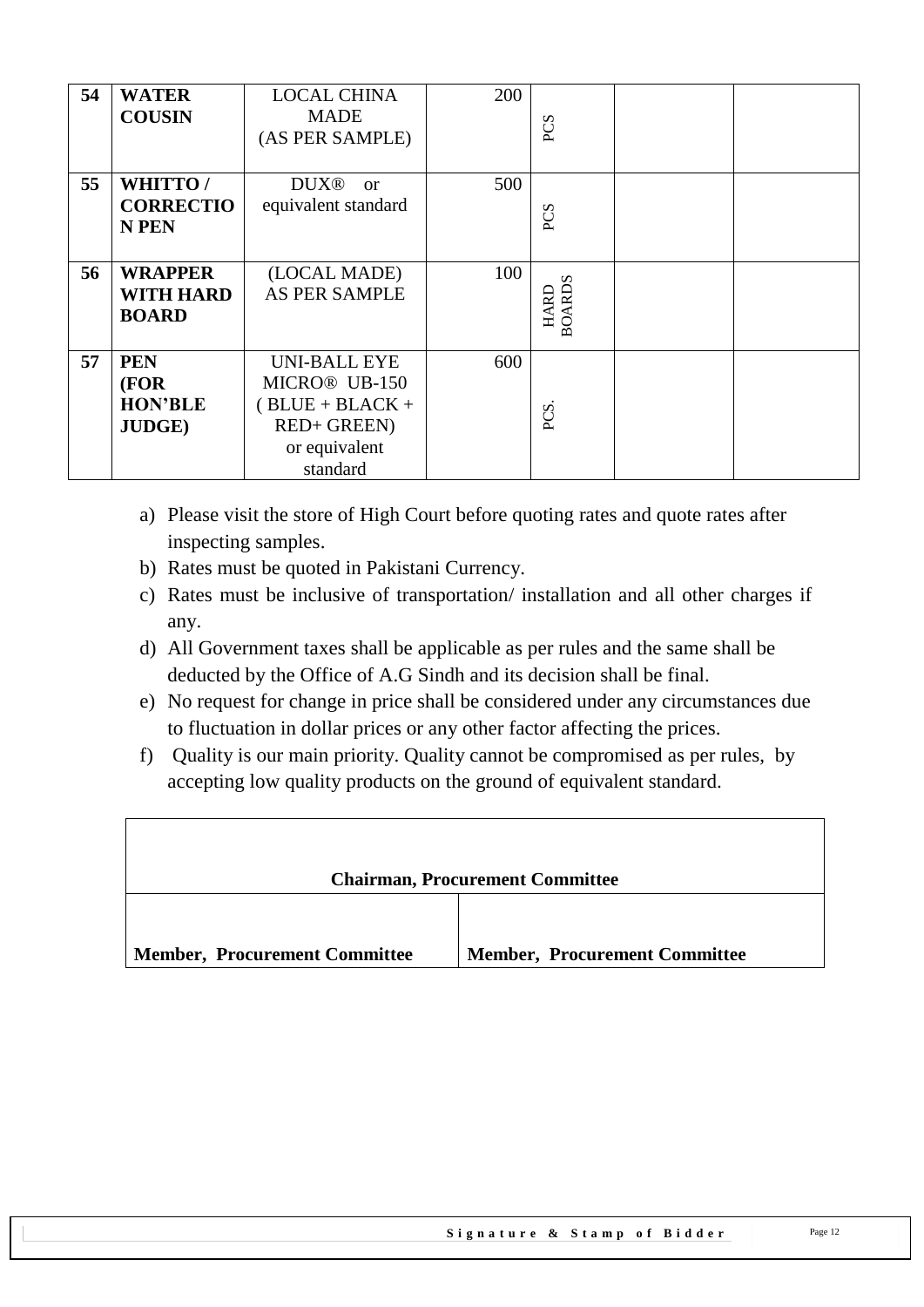| 54 | **WATER COUSIN** | LOCAL CHINA MADE (AS PER SAMPLE) | 200 | PCS | | |
|---|---|---|---|---|---|---|
| 55 | **WHITTO / CORRECTION PEN** | DUX® or equivalent standard | 500 | PCS | | |
| 56 | **WRAPPER WITH HARD BOARD** | (LOCAL MADE) AS PER SAMPLE | 100 | HARD BOARDS | | |
| 57 | **PEN (FOR HON'BLE JUDGE)** | UNI-BALL EYE MICRO® UB-150 ( BLUE + BLACK + RED+ GREEN) or equivalent standard | 600 | PCS. | | |

a) Please visit the store of High Court before quoting rates and quote rates after inspecting samples.
b) Rates must be quoted in Pakistani Currency.
c) Rates must be inclusive of transportation/ installation and all other charges if any.
d) All Government taxes shall be applicable as per rules and the same shall be deducted by the Office of A.G Sindh and its decision shall be final.
e) No request for change in price shall be considered under any circumstances due to fluctuation in dollar prices or any other factor affecting the prices.
f) Quality is our main priority. Quality cannot be compromised as per rules, by accepting low quality products on the ground of equivalent standard.

| **Chairman, Procurement Committee** | |
|---|---|
| **Member, Procurement Committee** | **Member, Procurement Committee** |

**Signature & Stamp of Bidder**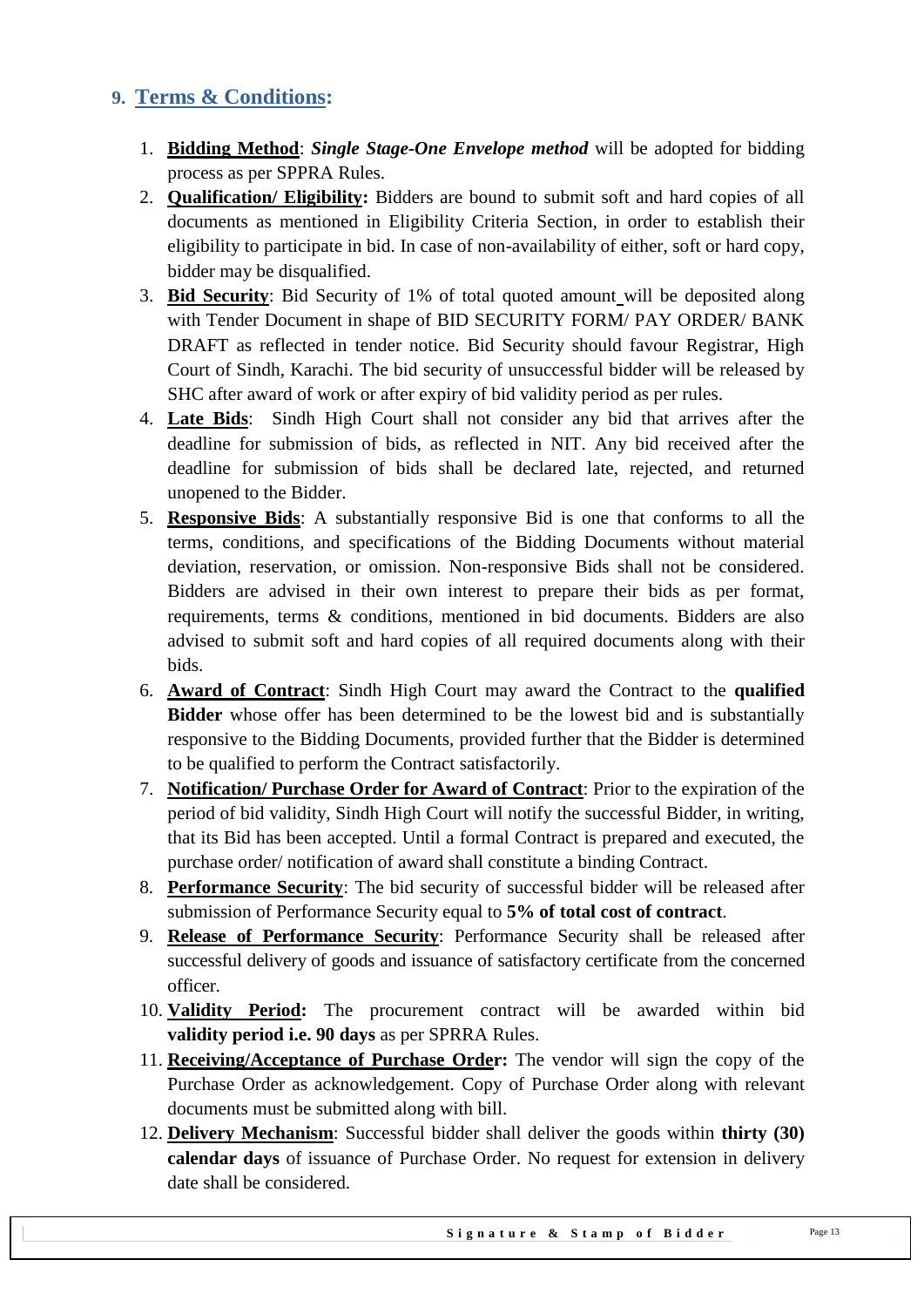## 9. Terms & Conditions:

1. **Bidding Method**: ***Single Stage-One Envelope method*** will be adopted for bidding process as per SPPRA Rules.
2. **Qualification/ Eligibility:** Bidders are bound to submit soft and hard copies of all documents as mentioned in Eligibility Criteria Section, in order to establish their eligibility to participate in bid. In case of non-availability of either, soft or hard copy, bidder may be disqualified.
3. **Bid Security**: Bid Security of 1% of total quoted amount will be deposited along with Tender Document in shape of BID SECURITY FORM/ PAY ORDER/ BANK DRAFT as reflected in tender notice. Bid Security should favour Registrar, High Court of Sindh, Karachi. The bid security of unsuccessful bidder will be released by SHC after award of work or after expiry of bid validity period as per rules.
4. **Late Bids**: Sindh High Court shall not consider any bid that arrives after the deadline for submission of bids, as reflected in NIT. Any bid received after the deadline for submission of bids shall be declared late, rejected, and returned unopened to the Bidder.
5. **Responsive Bids**: A substantially responsive Bid is one that conforms to all the terms, conditions, and specifications of the Bidding Documents without material deviation, reservation, or omission. Non-responsive Bids shall not be considered. Bidders are advised in their own interest to prepare their bids as per format, requirements, terms & conditions, mentioned in bid documents. Bidders are also advised to submit soft and hard copies of all required documents along with their bids.
6. **Award of Contract**: Sindh High Court may award the Contract to the **qualified Bidder** whose offer has been determined to be the lowest bid and is substantially responsive to the Bidding Documents, provided further that the Bidder is determined to be qualified to perform the Contract satisfactorily.
7. **Notification/ Purchase Order for Award of Contract**: Prior to the expiration of the period of bid validity, Sindh High Court will notify the successful Bidder, in writing, that its Bid has been accepted. Until a formal Contract is prepared and executed, the purchase order/ notification of award shall constitute a binding Contract.
8. **Performance Security**: The bid security of successful bidder will be released after submission of Performance Security equal to **5% of total cost of contract**.
9. **Release of Performance Security**: Performance Security shall be released after successful delivery of goods and issuance of satisfactory certificate from the concerned officer.
10. **Validity Period:** The procurement contract will be awarded within bid **validity period i.e. 90 days** as per SPRRA Rules.
11. **Receiving/Acceptance of Purchase Order:** The vendor will sign the copy of the Purchase Order as acknowledgement. Copy of Purchase Order along with relevant documents must be submitted along with bill.
12. **Delivery Mechanism**: Successful bidder shall deliver the goods within **thirty (30) calendar days** of issuance of Purchase Order. No request for extension in delivery date shall be considered.

**Signature & Stamp of Bidder**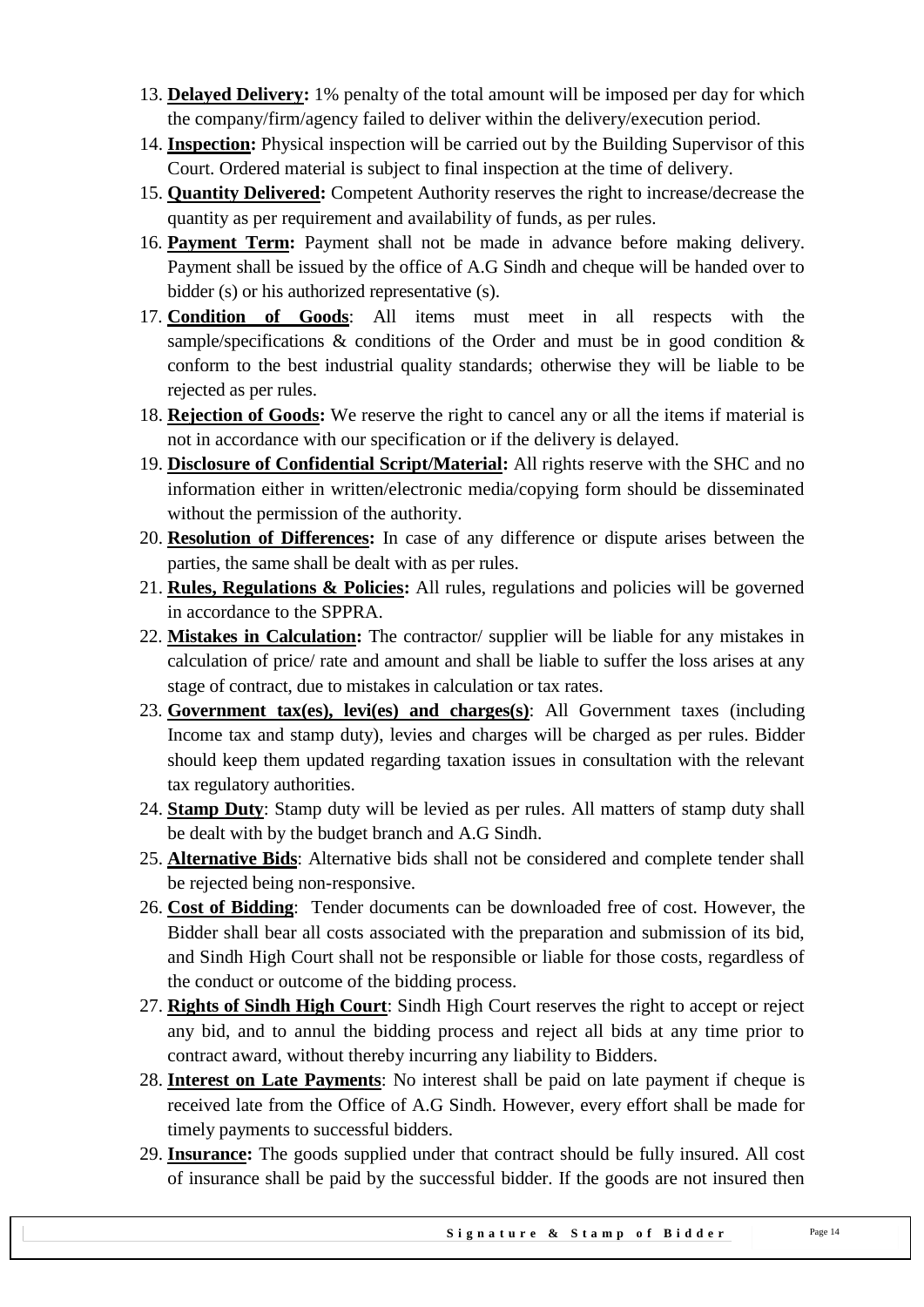13. **Delayed Delivery:** 1% penalty of the total amount will be imposed per day for which the company/firm/agency failed to deliver within the delivery/execution period.
14. **Inspection:** Physical inspection will be carried out by the Building Supervisor of this Court. Ordered material is subject to final inspection at the time of delivery.
15. **Quantity Delivered:** Competent Authority reserves the right to increase/decrease the quantity as per requirement and availability of funds, as per rules.
16. **Payment Term:** Payment shall not be made in advance before making delivery. Payment shall be issued by the office of A.G Sindh and cheque will be handed over to bidder (s) or his authorized representative (s).
17. **Condition of Goods**: All items must meet in all respects with the sample/specifications & conditions of the Order and must be in good condition & conform to the best industrial quality standards; otherwise they will be liable to be rejected as per rules.
18. **Rejection of Goods:** We reserve the right to cancel any or all the items if material is not in accordance with our specification or if the delivery is delayed.
19. **Disclosure of Confidential Script/Material:** All rights reserve with the SHC and no information either in written/electronic media/copying form should be disseminated without the permission of the authority.
20. **Resolution of Differences:** In case of any difference or dispute arises between the parties, the same shall be dealt with as per rules.
21. **Rules, Regulations & Policies:** All rules, regulations and policies will be governed in accordance to the SPPRA.
22. **Mistakes in Calculation:** The contractor/ supplier will be liable for any mistakes in calculation of price/ rate and amount and shall be liable to suffer the loss arises at any stage of contract, due to mistakes in calculation or tax rates.
23. **Government tax(es), levi(es) and charges(s)**: All Government taxes (including Income tax and stamp duty), levies and charges will be charged as per rules. Bidder should keep them updated regarding taxation issues in consultation with the relevant tax regulatory authorities.
24. **Stamp Duty**: Stamp duty will be levied as per rules. All matters of stamp duty shall be dealt with by the budget branch and A.G Sindh.
25. **Alternative Bids**: Alternative bids shall not be considered and complete tender shall be rejected being non-responsive.
26. **Cost of Bidding**: Tender documents can be downloaded free of cost. However, the Bidder shall bear all costs associated with the preparation and submission of its bid, and Sindh High Court shall not be responsible or liable for those costs, regardless of the conduct or outcome of the bidding process.
27. **Rights of Sindh High Court**: Sindh High Court reserves the right to accept or reject any bid, and to annul the bidding process and reject all bids at any time prior to contract award, without thereby incurring any liability to Bidders.
28. **Interest on Late Payments**: No interest shall be paid on late payment if cheque is received late from the Office of A.G Sindh. However, every effort shall be made for timely payments to successful bidders.
29. **Insurance:** The goods supplied under that contract should be fully insured. All cost of insurance shall be paid by the successful bidder. If the goods are not insured then

**Signature & Stamp of Bidder**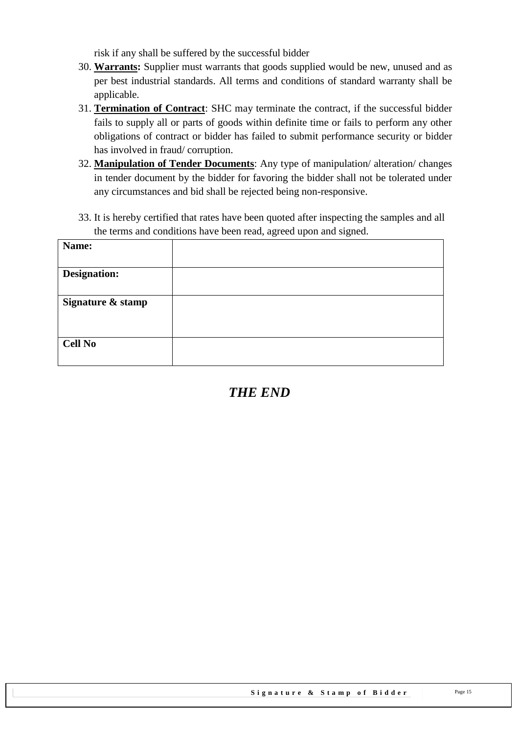risk if any shall be suffered by the successful bidder

30. **Warrants:** Supplier must warrants that goods supplied would be new, unused and as per best industrial standards. All terms and conditions of standard warranty shall be applicable.
31. **Termination of Contract**: SHC may terminate the contract, if the successful bidder fails to supply all or parts of goods within definite time or fails to perform any other obligations of contract or bidder has failed to submit performance security or bidder has involved in fraud/ corruption.
32. **Manipulation of Tender Documents**: Any type of manipulation/ alteration/ changes in tender document by the bidder for favoring the bidder shall not be tolerated under any circumstances and bid shall be rejected being non-responsive.

33. It is hereby certified that rates have been quoted after inspecting the samples and all the terms and conditions have been read, agreed upon and signed.

| | |
|---|---|
| **Name:** | |
| **Designation:** | |
| **Signature & stamp** | |
| **Cell No** | |

## *THE END*

Signature & Stamp of Bidder